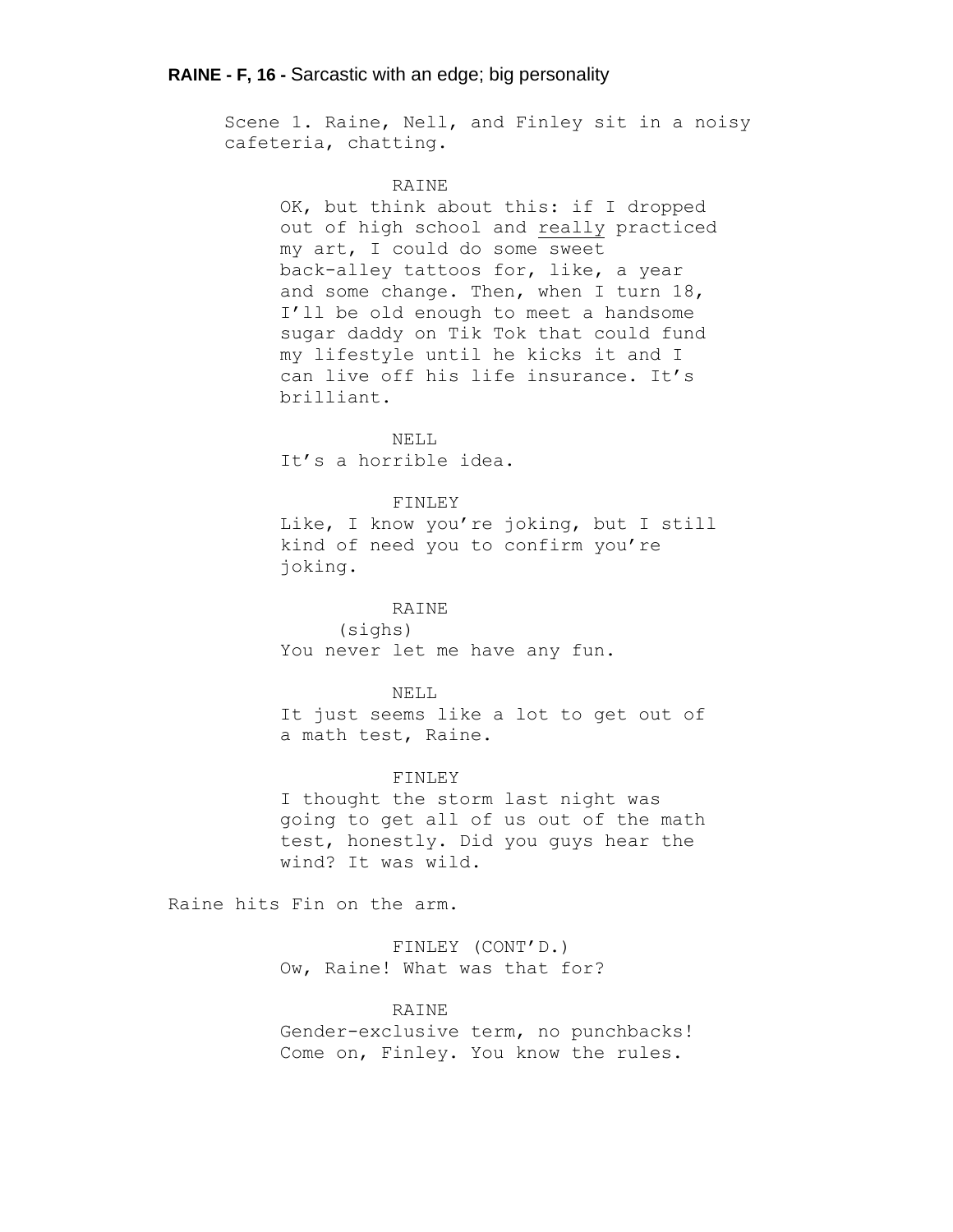**RAINE - F, 16 -** Sarcastic with an edge; big personality

Scene 1. Raine, Nell, and Finley sit in a noisy cafeteria, chatting.

RAINE

OK, but think about this: if I dropped out of high school and <u>really</u> practiced my art, I could do some sweet back-alley tattoos for, like, a year and some change. Then, when I turn 18, I'll be old enough to meet a handsome sugar daddy on Tik Tok that could fund my lifestyle until he kicks it and I can live off his life insurance. It's brilliant.

NELL

It's a horrible idea.

FINLEY

Like, I know you're joking, but I still kind of need you to confirm you're joking.

RAINE

(sighs)

You never let me have any fun.

NELL

It just seems like a lot to get out of a math test, Raine.

FINLEY

I thought the storm last night was going to get all of us out of the math test, honestly. Did you guys hear the wind? It was wild.

Raine hits Fin on the arm.

FINLEY (CONT'D.)

Ow, Raine! What was that for?

RAINE

Gender-exclusive term, no punchbacks! Come on, Finley. You know the rules.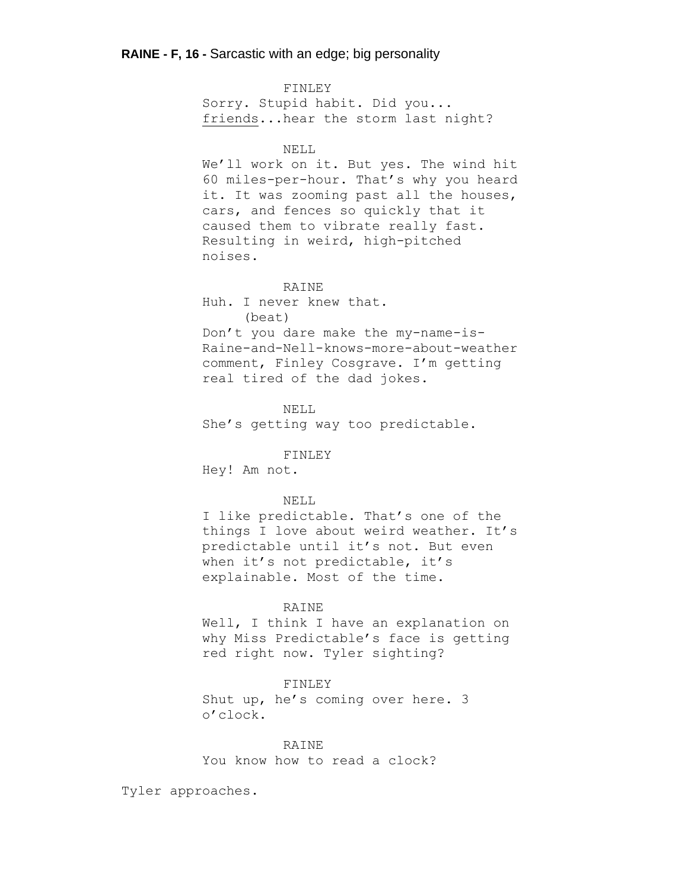**RAINE - F, 16 -** Sarcastic with an edge; big personality

FINLEY
Sorry. Stupid habit. Did you... <u>friends</u>...hear the storm last night?

NELL
We'll work on it. But yes. The wind hit 60 miles-per-hour. That's why you heard it. It was zooming past all the houses, cars, and fences so quickly that it caused them to vibrate really fast. Resulting in weird, high-pitched noises.

RAINE
Huh. I never knew that.
(beat)
Don't you dare make the my-name-is-Raine-and-Nell-knows-more-about-weather comment, Finley Cosgrave. I'm getting real tired of the dad jokes.

NELL
She's getting way too predictable.

FINLEY
Hey! Am not.

NELL
I like predictable. That's one of the things I love about weird weather. It's predictable until it's not. But even when it's not predictable, it's explainable. Most of the time.

RAINE
Well, I think I have an explanation on why Miss Predictable's face is getting red right now. Tyler sighting?

FINLEY
Shut up, he's coming over here. 3 o'clock.

RAINE
You know how to read a clock?

Tyler approaches.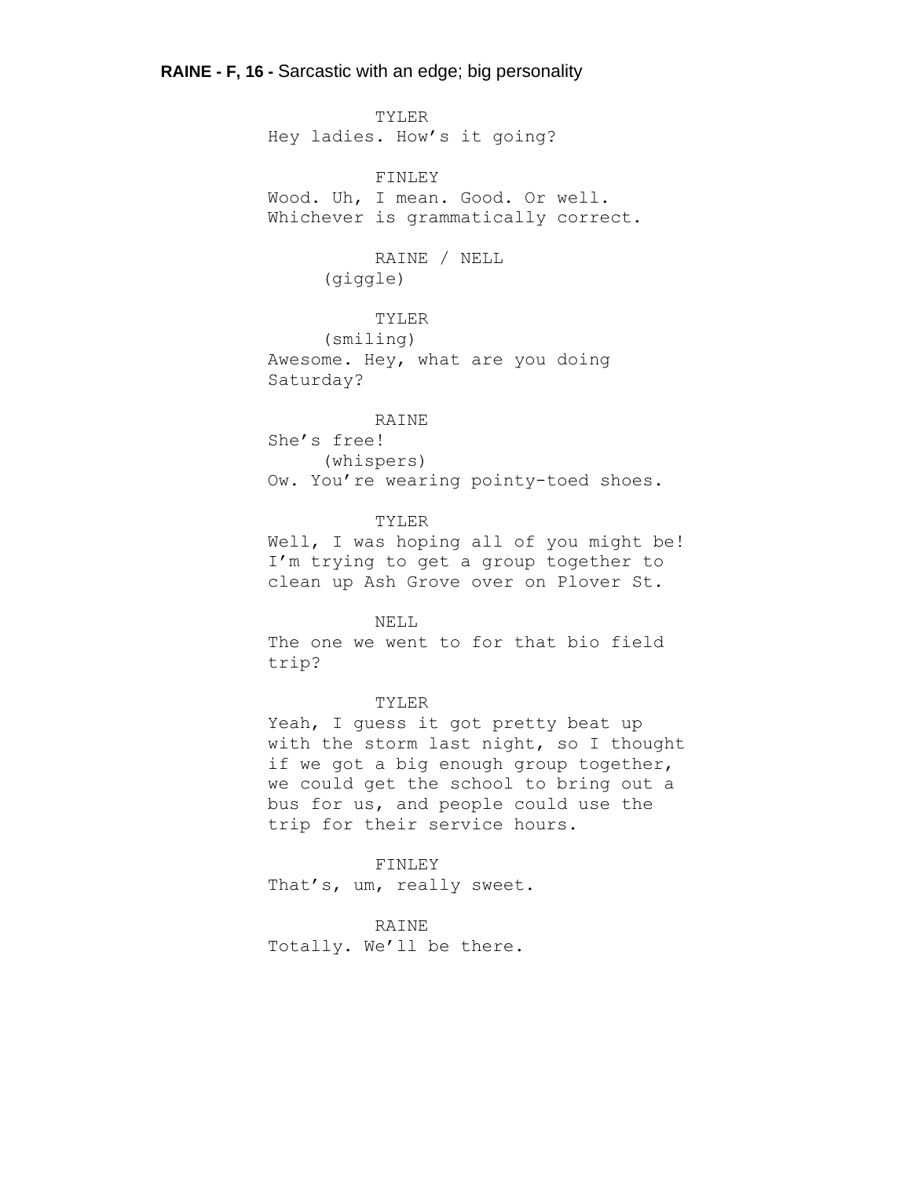**RAINE - F, 16 -** Sarcastic with an edge; big personality

```
          TYLER
Hey ladies. How's it going?

          FINLEY
Wood. Uh, I mean. Good. Or well.
Whichever is grammatically correct.

          RAINE / NELL
     (giggle)

          TYLER
     (smiling)
Awesome. Hey, what are you doing
Saturday?

          RAINE
She's free!
     (whispers)
Ow. You're wearing pointy-toed shoes.

          TYLER
Well, I was hoping all of you might be!
I'm trying to get a group together to
clean up Ash Grove over on Plover St.

          NELL
The one we went to for that bio field
trip?

          TYLER
Yeah, I guess it got pretty beat up
with the storm last night, so I thought
if we got a big enough group together,
we could get the school to bring out a
bus for us, and people could use the
trip for their service hours.

          FINLEY
That's, um, really sweet.

          RAINE
Totally. We'll be there.
```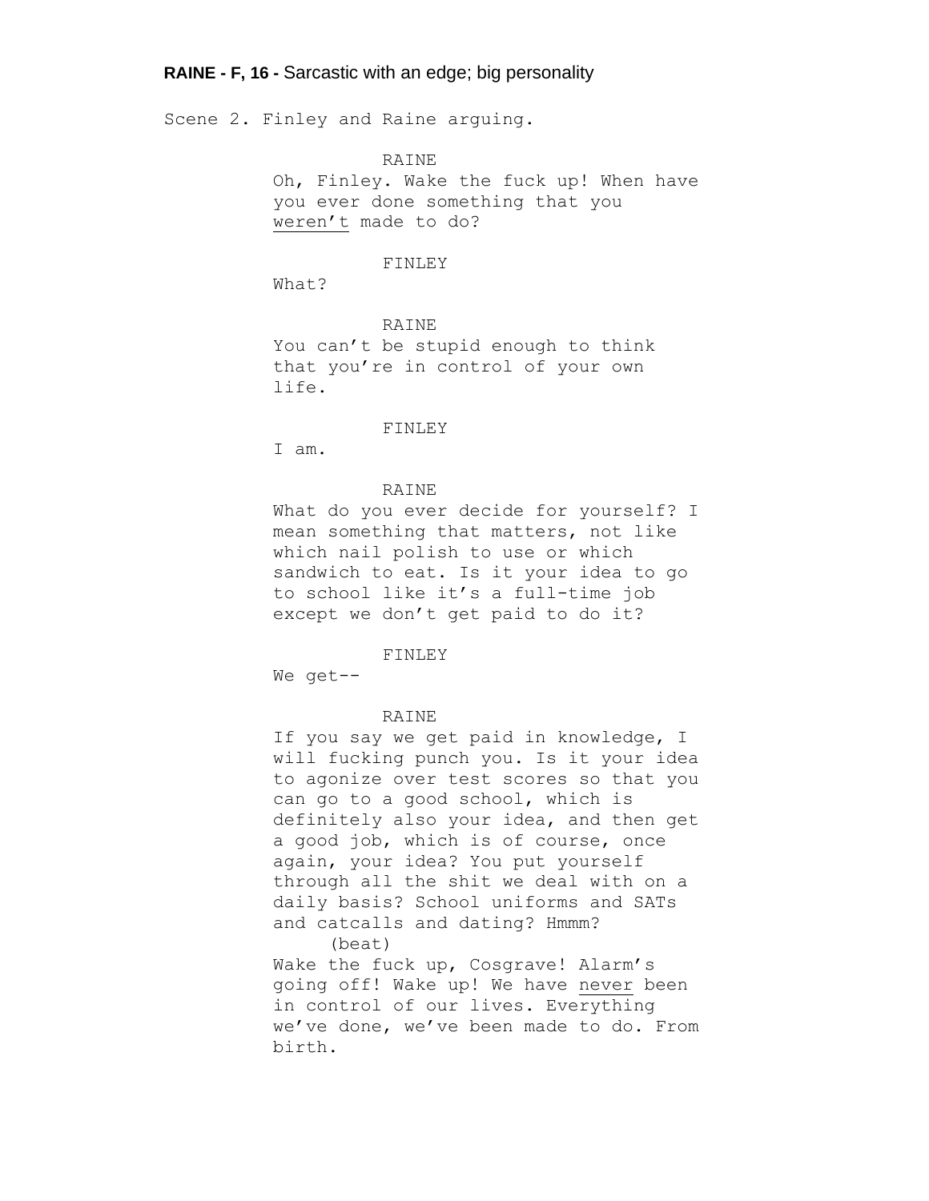**RAINE - F, 16 -** Sarcastic with an edge; big personality

Scene 2. Finley and Raine arguing.

RAINE

Oh, Finley. Wake the fuck up! When have you ever done something that you <u>weren't</u> made to do?

FINLEY

What?

RAINE

You can't be stupid enough to think that you're in control of your own life.

FINLEY

I am.

RAINE

What do you ever decide for yourself? I mean something that matters, not like which nail polish to use or which sandwich to eat. Is it your idea to go to school like it's a full-time job except we don't get paid to do it?

FINLEY

We get--

RAINE

If you say we get paid in knowledge, I will fucking punch you. Is it your idea to agonize over test scores so that you can go to a good school, which is definitely also your idea, and then get a good job, which is of course, once again, your idea? You put yourself through all the shit we deal with on a daily basis? School uniforms and SATs and catcalls and dating? Hmmm?

(beat)

Wake the fuck up, Cosgrave! Alarm's going off! Wake up! We have <u>never</u> been in control of our lives. Everything we've done, we've been made to do. From birth.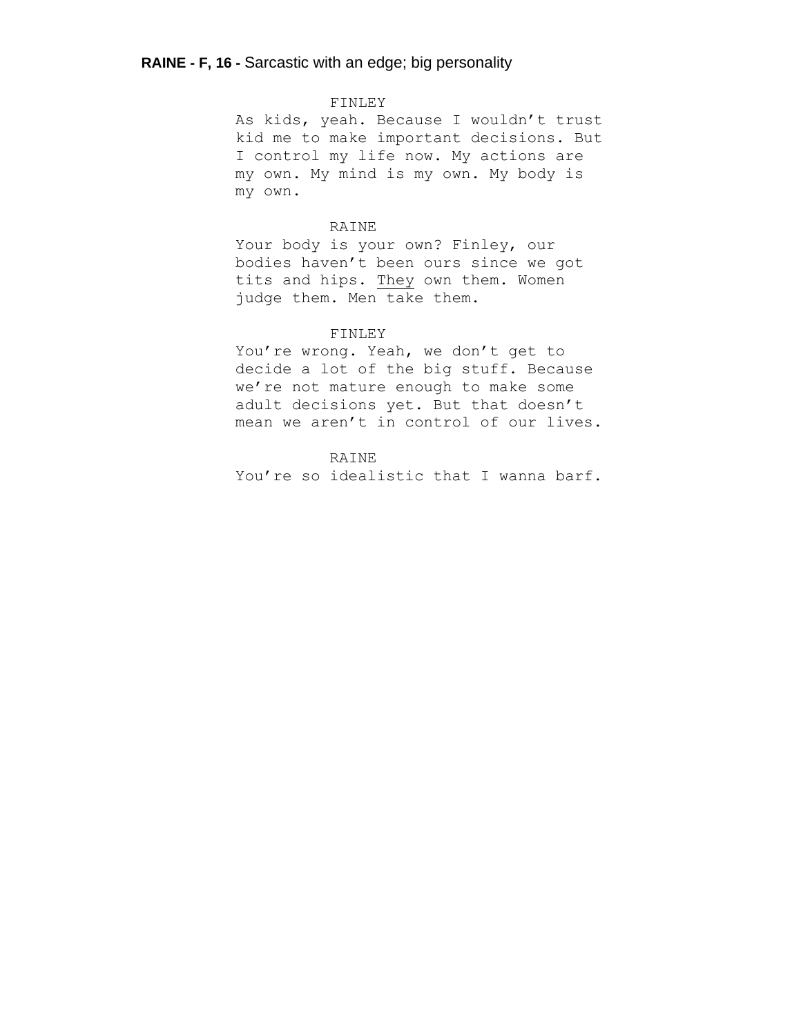**RAINE - F, 16 -** Sarcastic with an edge; big personality

FINLEY

As kids, yeah. Because I wouldn't trust kid me to make important decisions. But I control my life now. My actions are my own. My mind is my own. My body is my own.

RAINE

Your body is your own? Finley, our bodies haven't been ours since we got tits and hips. <u>They</u> own them. Women judge them. Men take them.

FINLEY

You're wrong. Yeah, we don't get to decide a lot of the big stuff. Because we're not mature enough to make some adult decisions yet. But that doesn't mean we aren't in control of our lives.

RAINE

You're so idealistic that I wanna barf.